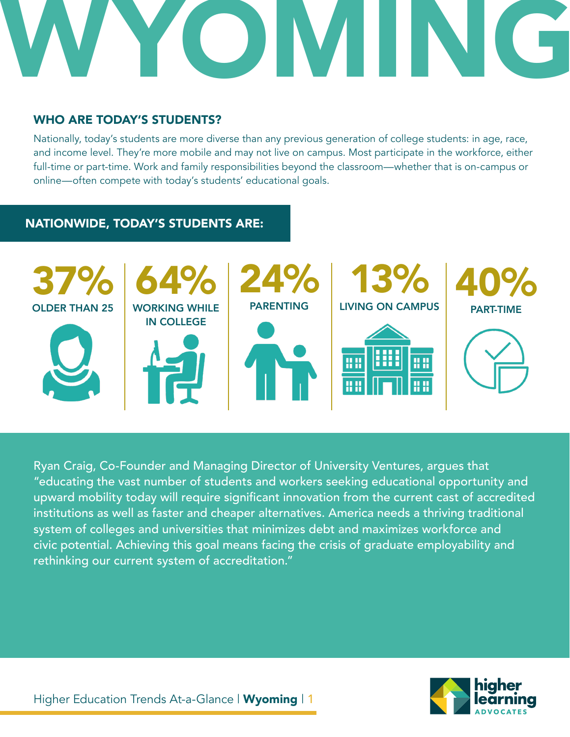# WYOMING

## WHO ARE TODAY'S STUDENTS?

Nationally, today's students are more diverse than any previous generation of college students: in age, race, and income level. They're more mobile and may not live on campus. Most participate in the workforce, either full-time or part-time. Work and family responsibilities beyond the classroom—whether that is on-campus or online—often compete with today's students' educational goals.

### NATIONWIDE, TODAY'S STUDENTS ARE:

- **37%** OLDER THAN 25
- **64%** WORKING WHILE IN COLLEGE
- **24%** PARENTING
- **13%** LIVING ON CAMPUS
- **40%** PART-TIME

Ryan Craig, Co-Founder and Managing Director of University Ventures, argues that "educating the vast number of students and workers seeking educational opportunity and upward mobility today will require significant innovation from the current cast of accredited institutions as well as faster and cheaper alternatives. America needs a thriving traditional system of colleges and universities that minimizes debt and maximizes workforce and civic potential. Achieving this goal means facing the crisis of graduate employability and rethinking our current system of accreditation."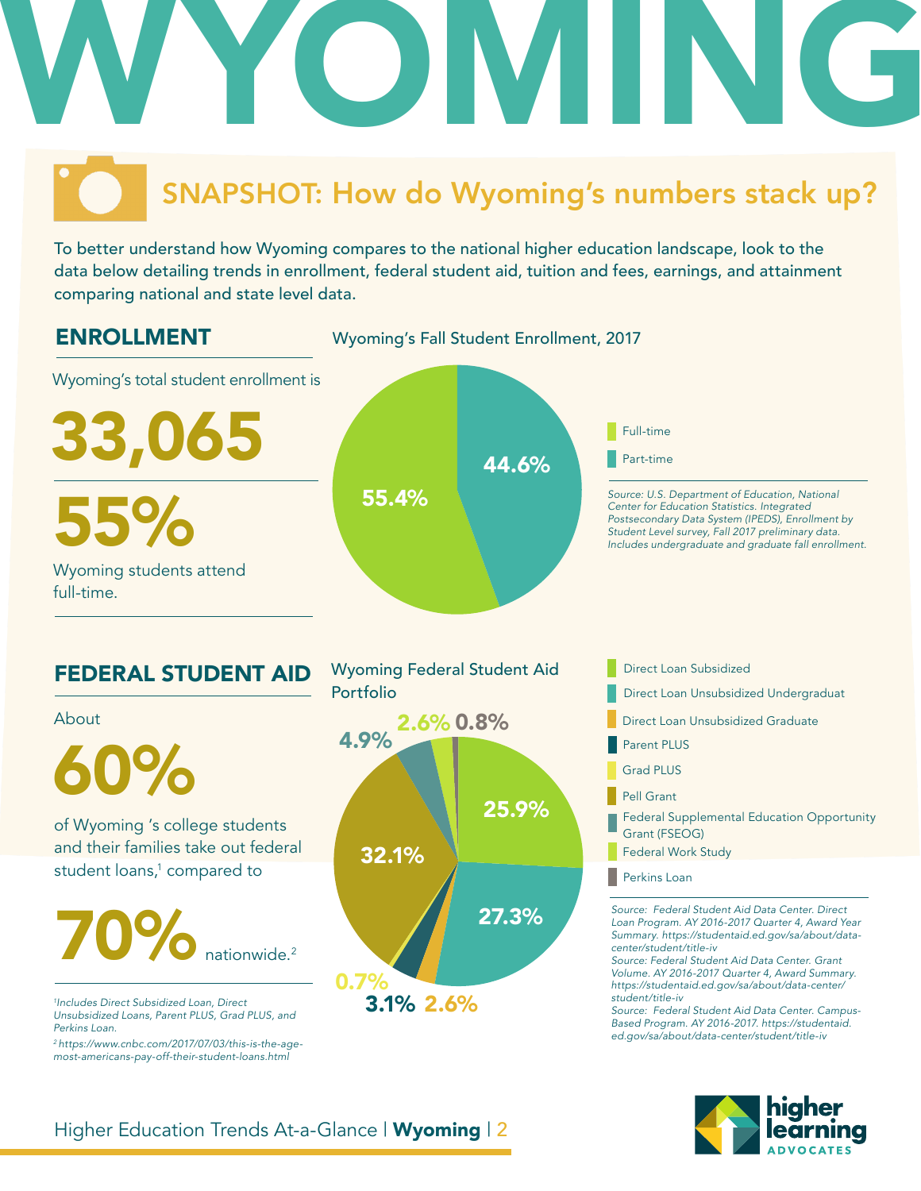# WYOMING

## SNAPSHOT: How do Wyoming's numbers stack up?

To better understand how Wyoming compares to the national higher education landscape, look to the data below detailing trends in enrollment, federal student aid, tuition and fees, earnings, and attainment comparing national and state level data.

## ENROLLMENT

Wyoming's total student enrollment is

**33,065**

**55%**

Wyoming students attend full-time.

**Wyoming's Fall Student Enrollment, 2017**

| Enrollment | Percent |
|---|---|
| Full-time | 55.4% |
| Part-time | 44.6% |

*Source: U.S. Department of Education, National Center for Education Statistics. Integrated Postsecondary Data System (IPEDS), Enrollment by Student Level survey, Fall 2017 preliminary data. Includes undergraduate and graduate fall enrollment.*

## FEDERAL STUDENT AID

About

**60%**

of Wyoming 's college students and their families take out federal student loans,[1] compared to

**70%** nationwide.[2]

[1]*Includes Direct Subsidized Loan, Direct Unsubsidized Loans, Parent PLUS, Grad PLUS, and Perkins Loan.*

[2]*https://www.cnbc.com/2017/07/03/this-is-the-age-most-americans-pay-off-their-student-loans.html*

**Wyoming Federal Student Aid Portfolio**

| Aid Type | Percent |
|---|---|
| Direct Loan Subsidized | 25.9% |
| Direct Loan Unsubsidized Undergraduat | 27.3% |
| Direct Loan Unsubsidized Graduate | 2.6% |
| Parent PLUS | 3.1% |
| Grad PLUS | 0.7% |
| Pell Grant | 32.1% |
| Federal Supplemental Education Opportunity Grant (FSEOG) | 4.9% |
| Federal Work Study | 2.6% |
| Perkins Loan | 0.8% |

*Source: Federal Student Aid Data Center. Direct Loan Program. AY 2016-2017 Quarter 4, Award Year Summary. https://studentaid.ed.gov/sa/about/data-center/student/title-iv*

*Source: Federal Student Aid Data Center. Grant Volume. AY 2016-2017 Quarter 4, Award Summary. https://studentaid.ed.gov/sa/about/data-center/student/title-iv*

*Source: Federal Student Aid Data Center. Campus-Based Program. AY 2016-2017. https://studentaid.ed.gov/sa/about/data-center/student/title-iv*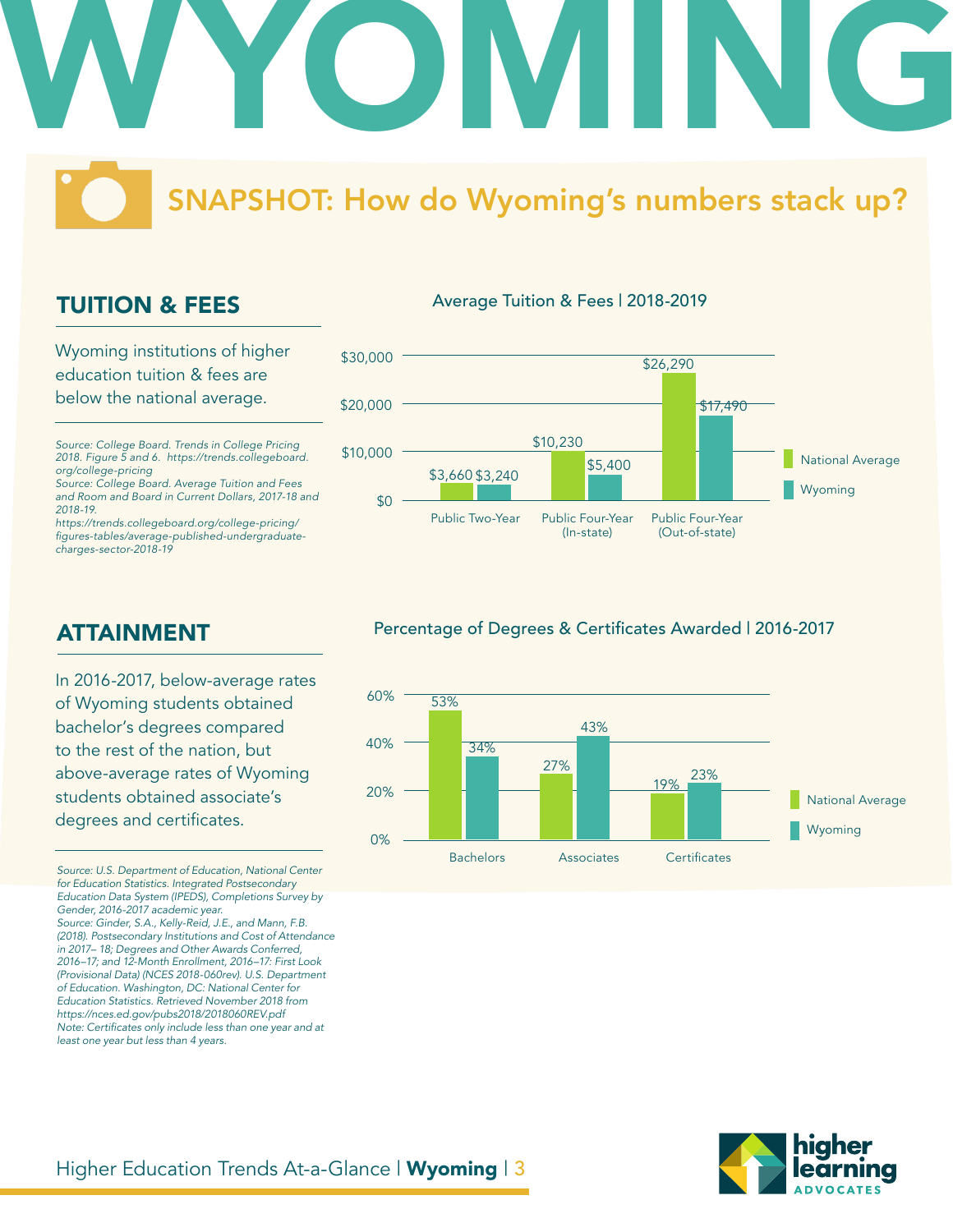# WYOMING

## SNAPSHOT: How do Wyoming's numbers stack up?

### TUITION & FEES

Wyoming institutions of higher education tuition & fees are below the national average.

*Source: College Board. Trends in College Pricing 2018. Figure 5 and 6. https://trends.collegeboard.org/college-pricing*
*Source: College Board. Average Tuition and Fees and Room and Board in Current Dollars, 2017-18 and 2018-19. https://trends.collegeboard.org/college-pricing/figures-tables/average-published-undergraduate-charges-sector-2018-19*

**Average Tuition & Fees | 2018-2019**

| | National Average | Wyoming |
|---|---|---|
| Public Two-Year | $3,660 | $3,240 |
| Public Four-Year (In-state) | $10,230 | $5,400 |
| Public Four-Year (Out-of-state) | $26,290 | $17,490 |

### ATTAINMENT

In 2016-2017, below-average rates of Wyoming students obtained bachelor's degrees compared to the rest of the nation, but above-average rates of Wyoming students obtained associate's degrees and certificates.

*Source: U.S. Department of Education, National Center for Education Statistics. Integrated Postsecondary Education Data System (IPEDS), Completions Survey by Gender, 2016-2017 academic year.*
*Source: Ginder, S.A., Kelly-Reid, J.E., and Mann, F.B. (2018). Postsecondary Institutions and Cost of Attendance in 2017– 18; Degrees and Other Awards Conferred, 2016–17; and 12-Month Enrollment, 2016–17: First Look (Provisional Data) (NCES 2018-060rev). U.S. Department of Education. Washington, DC: National Center for Education Statistics. Retrieved November 2018 from https://nces.ed.gov/pubs2018/2018060REV.pdf*
*Note: Certificates only include less than one year and at least one year but less than 4 years.*

**Percentage of Degrees & Certificates Awarded | 2016-2017**

| | National Average | Wyoming |
|---|---|---|
| Bachelors | 53% | 34% |
| Associates | 27% | 43% |
| Certificates | 19% | 23% |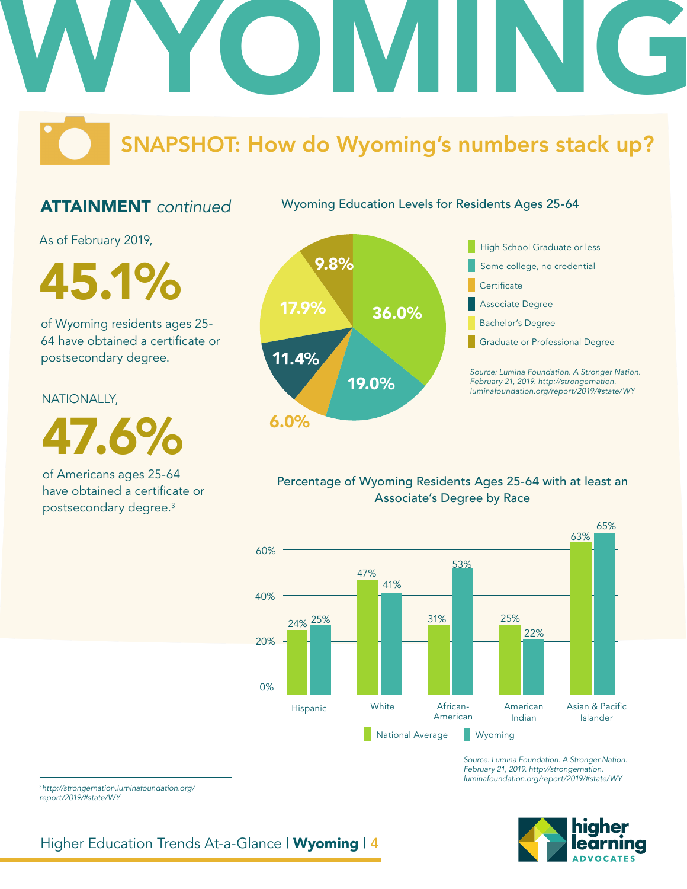# WYOMING

## SNAPSHOT: How do Wyoming's numbers stack up?

### ATTAINMENT *continued*

As of February 2019,

**45.1%**

of Wyoming residents ages 25-64 have obtained a certificate or postsecondary degree.

NATIONALLY,

**47.6%**

of Americans ages 25-64 have obtained a certificate or postsecondary degree.[3]

**Wyoming Education Levels for Residents Ages 25-64**

| Education Level | Percentage |
|---|---|
| High School Graduate or less | 36.0% |
| Some college, no credential | 19.0% |
| Certificate | 6.0% |
| Associate Degree | 11.4% |
| Bachelor's Degree | 17.9% |
| Graduate or Professional Degree | 9.8% |

*Source: Lumina Foundation. A Stronger Nation. February 21, 2019. http://strongernation.luminafoundation.org/report/2019/#state/WY*

**Percentage of Wyoming Residents Ages 25-64 with at least an Associate's Degree by Race**

| Race | National Average | Wyoming |
|---|---|---|
| Hispanic | 24% | 25% |
| White | 47% | 41% |
| African-American | 31% | 53% |
| American Indian | 25% | 22% |
| Asian & Pacific Islander | 63% | 65% |

*Source: Lumina Foundation. A Stronger Nation. February 21, 2019. http://strongernation.luminafoundation.org/report/2019/#state/WY*

[3] *http://strongernation.luminafoundation.org/report/2019/#state/WY*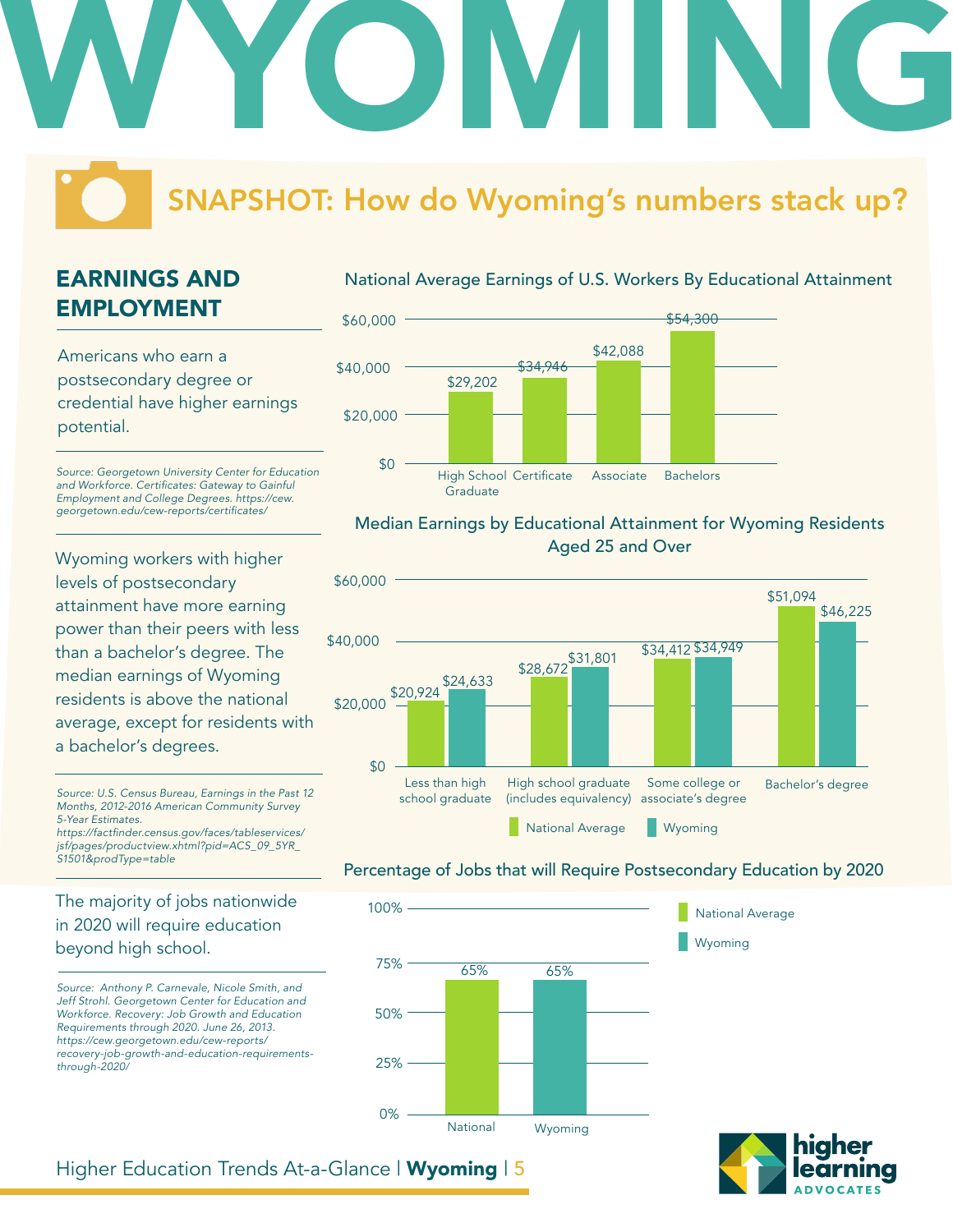# WYOMING

## SNAPSHOT: How do Wyoming's numbers stack up?

### EARNINGS AND EMPLOYMENT

Americans who earn a postsecondary degree or credential have higher earnings potential.

*Source: Georgetown University Center for Education and Workforce. Certificates: Gateway to Gainful Employment and College Degrees. https://cew.georgetown.edu/cew-reports/certificates/*

**National Average Earnings of U.S. Workers By Educational Attainment**

| Educational Attainment | Earnings |
| --- | --- |
| High School Graduate | $29,202 |
| Certificate | $34,946 |
| Associate | $42,088 |
| Bachelors | $54,300 |

Wyoming workers with higher levels of postsecondary attainment have more earning power than their peers with less than a bachelor's degree. The median earnings of Wyoming residents is above the national average, except for residents with a bachelor's degrees.

*Source: U.S. Census Bureau, Earnings in the Past 12 Months, 2012-2016 American Community Survey 5-Year Estimates. https://factfinder.census.gov/faces/tableservices/jsf/pages/productview.xhtml?pid=ACS_09_5YR_S1501&prodType=table*

**Median Earnings by Educational Attainment for Wyoming Residents Aged 25 and Over**

| Educational Attainment | National Average | Wyoming |
| --- | --- | --- |
| Less than high school graduate | $20,924 | $24,633 |
| High school graduate (includes equivalency) | $28,672 | $31,801 |
| Some college or associate's degree | $34,412 | $34,949 |
| Bachelor's degree | $51,094 | $46,225 |

The majority of jobs nationwide in 2020 will require education beyond high school.

*Source: Anthony P. Carnevale, Nicole Smith, and Jeff Strohl. Georgetown Center for Education and Workforce. Recovery: Job Growth and Education Requirements through 2020. June 26, 2013. https://cew.georgetown.edu/cew-reports/recovery-job-growth-and-education-requirements-through-2020/*

**Percentage of Jobs that will Require Postsecondary Education by 2020**

| | Percentage |
| --- | --- |
| National | 65% |
| Wyoming | 65% |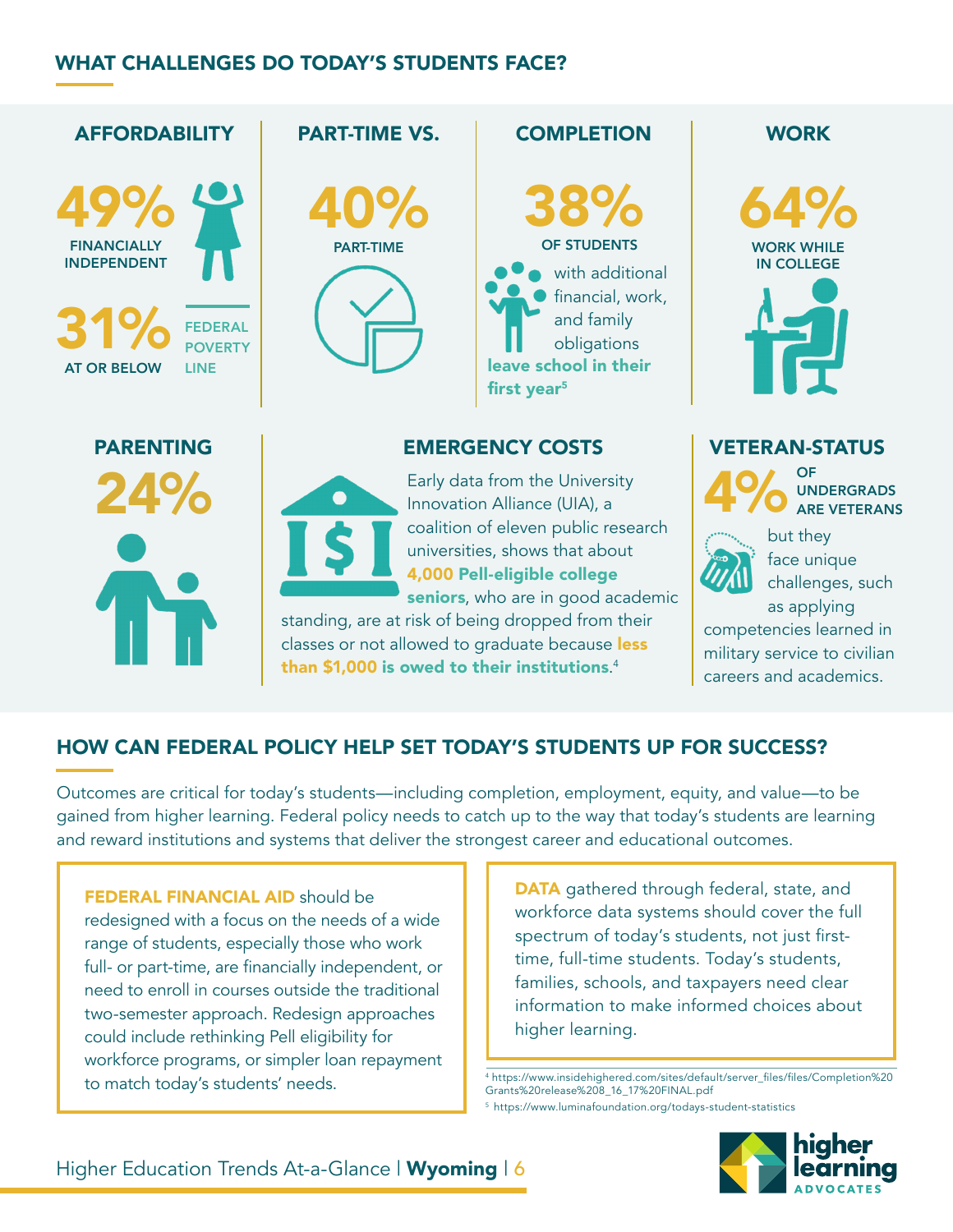## WHAT CHALLENGES DO TODAY'S STUDENTS FACE?

### AFFORDABILITY

**49%** FINANCIALLY INDEPENDENT

**31%** AT OR BELOW FEDERAL POVERTY LINE

### PART-TIME VS.

**40%** PART-TIME

### COMPLETION

**38%** OF STUDENTS with additional financial, work, and family obligations **leave school in their first year**[5]

### WORK

**64%** WORK WHILE IN COLLEGE

### PARENTING

**24%**

### EMERGENCY COSTS

Early data from the University Innovation Alliance (UIA), a coalition of eleven public research universities, shows that about **4,000 Pell-eligible college seniors**, who are in good academic standing, are at risk of being dropped from their classes or not allowed to graduate because **less than $1,000 is owed to their institutions.**[4]

### VETERAN-STATUS

**4%** OF UNDERGRADS ARE VETERANS

but they face unique challenges, such as applying competencies learned in military service to civilian careers and academics.

## HOW CAN FEDERAL POLICY HELP SET TODAY'S STUDENTS UP FOR SUCCESS?

Outcomes are critical for today's students—including completion, employment, equity, and value—to be gained from higher learning. Federal policy needs to catch up to the way that today's students are learning and reward institutions and systems that deliver the strongest career and educational outcomes.

**FEDERAL FINANCIAL AID** should be redesigned with a focus on the needs of a wide range of students, especially those who work full- or part-time, are financially independent, or need to enroll in courses outside the traditional two-semester approach. Redesign approaches could include rethinking Pell eligibility for workforce programs, or simpler loan repayment to match today's students' needs.

**DATA** gathered through federal, state, and workforce data systems should cover the full spectrum of today's students, not just first-time, full-time students. Today's students, families, schools, and taxpayers need clear information to make informed choices about higher learning.

[4] https://www.insidehighered.com/sites/default/server_files/files/Completion%20Grants%20release%208_16_17%20FINAL.pdf

[5] https://www.luminafoundation.org/todays-student-statistics